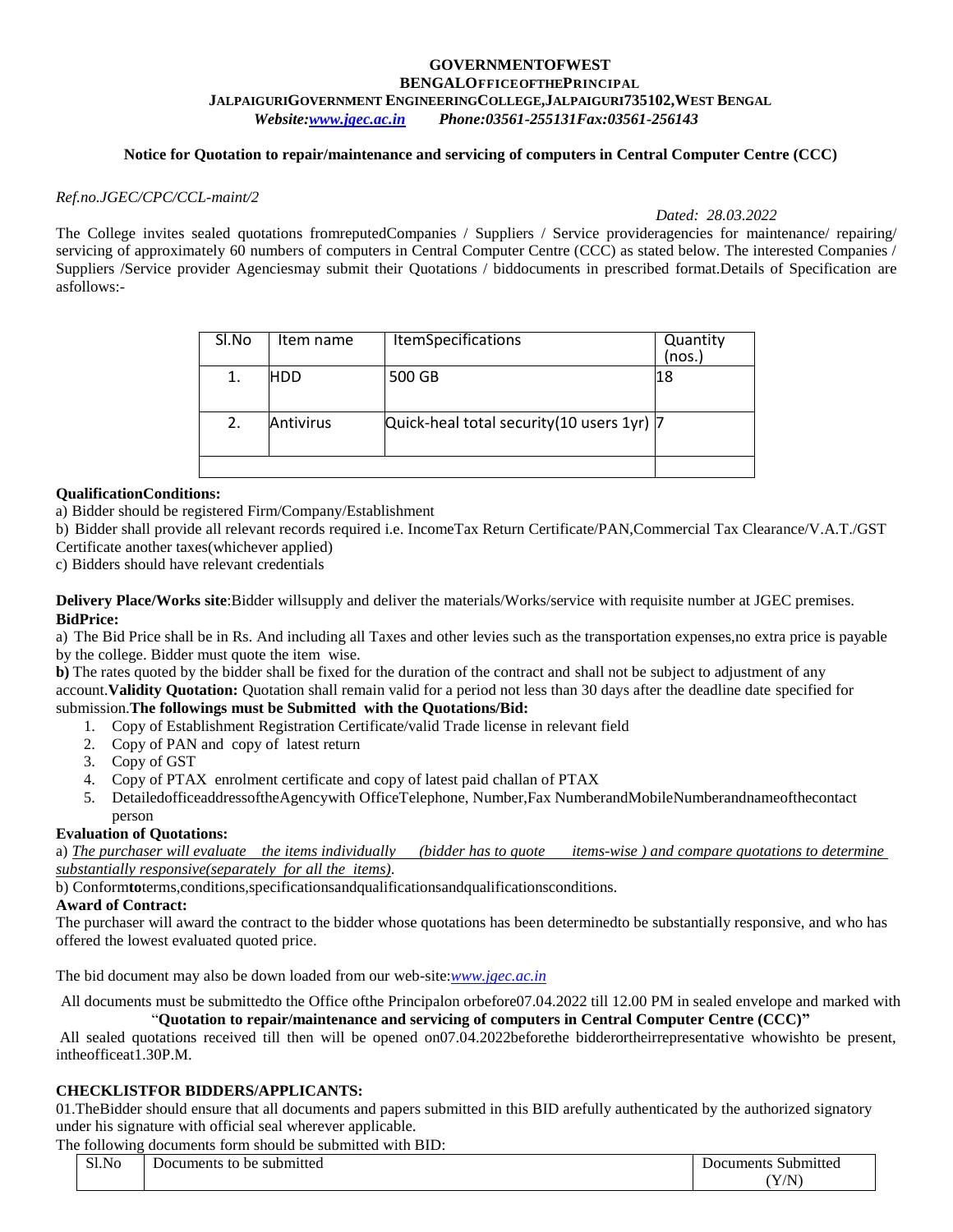**GOVERNMENTOFWEST BENGALOFFICEOFTHEPRINCIPAL**
**JALPAIGURIGOVERNMENT ENGINEERINGCOLLEGE,JALPAIGURI735102,WEST BENGAL**
***Website:www.jgec.ac.in Phone:03561-255131Fax:03561-256143***

**Notice for Quotation to repair/maintenance and servicing of computers in Central Computer Centre (CCC)**

*Ref.no.JGEC/CPC/CCL-maint/2*

*Dated: 28.03.2022*

The College invites sealed quotations fromreputedCompanies / Suppliers / Service provideragencies for maintenance/ repairing/ servicing of approximately 60 numbers of computers in Central Computer Centre (CCC) as stated below. The interested Companies / Suppliers /Service provider Agenciesmay submit their Quotations / biddocuments in prescribed format.Details of Specification are asfollows:-

| Sl.No | Item name | ItemSpecifications | Quantity (nos.) |
|---|---|---|---|
| 1. | HDD | 500 GB | 18 |
| 2. | Antivirus | Quick-heal total security(10 users 1yr) | 7 |
| | | | |

**QualificationConditions:**

a) Bidder should be registered Firm/Company/Establishment

b) Bidder shall provide all relevant records required i.e. IncomeTax Return Certificate/PAN,Commercial Tax Clearance/V.A.T./GST Certificate another taxes(whichever applied)

c) Bidders should have relevant credentials

**Delivery Place/Works site**:Bidder willsupply and deliver the materials/Works/service with requisite number at JGEC premises.

**BidPrice:**

a) The Bid Price shall be in Rs. And including all Taxes and other levies such as the transportation expenses,no extra price is payable by the college. Bidder must quote the item wise.

**b)** The rates quoted by the bidder shall be fixed for the duration of the contract and shall not be subject to adjustment of any account.**Validity Quotation:** Quotation shall remain valid for a period not less than 30 days after the deadline date specified for submission.**The followings must be Submitted with the Quotations/Bid:**

1. Copy of Establishment Registration Certificate/valid Trade license in relevant field
2. Copy of PAN and copy of latest return
3. Copy of GST
4. Copy of PTAX enrolment certificate and copy of latest paid challan of PTAX
5. DetailedofficeaddressoftheAgencywith OfficeTelephone, Number,Fax NumberandMobileNumberandnameofthecontact person

**Evaluation of Quotations:**

a) *The purchaser will evaluate the items individually (bidder has to quote items-wise ) and compare quotations to determine substantially responsive(separately for all the items).*

b) Conform**to**terms,conditions,specificationsandqualificationsandqualificationsconditions.

**Award of Contract:**

The purchaser will award the contract to the bidder whose quotations has been determinedto be substantially responsive, and who has offered the lowest evaluated quoted price.

The bid document may also be down loaded from our web-site:*www.jgec.ac.in*

All documents must be submittedto the Office ofthe Principalon orbefore07.04.2022 till 12.00 PM in sealed envelope and marked with "**Quotation to repair/maintenance and servicing of computers in Central Computer Centre (CCC)"**

All sealed quotations received till then will be opened on07.04.2022beforethe bidderortheirrepresentative whowishto be present, intheofficeat1.30P.M.

**CHECKLISTFOR BIDDERS/APPLICANTS:**

01.TheBidder should ensure that all documents and papers submitted in this BID arefully authenticated by the authorized signatory under his signature with official seal wherever applicable.

The following documents form should be submitted with BID:

| Sl.No | Documents to be submitted | Documents Submitted (Y/N) |
|---|---|---|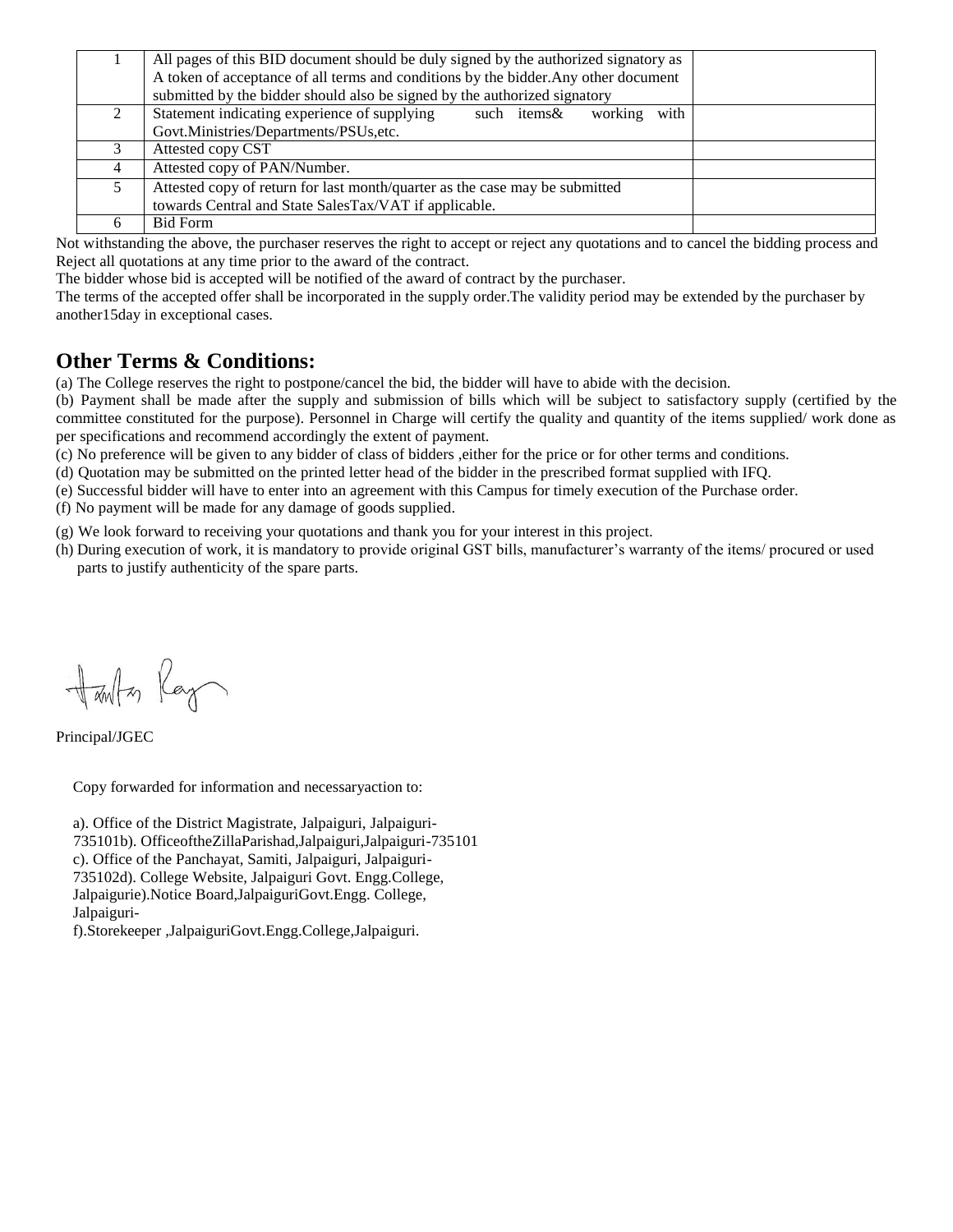| | | |
|---|---|---|
| 1 | All pages of this BID document should be duly signed by the authorized signatory as A token of acceptance of all terms and conditions by the bidder.Any other document submitted by the bidder should also be signed by the authorized signatory | |
| 2 | Statement indicating experience of supplying such items& working with Govt.Ministries/Departments/PSUs,etc. | |
| 3 | Attested copy CST | |
| 4 | Attested copy of PAN/Number. | |
| 5 | Attested copy of return for last month/quarter as the case may be submitted towards Central and State SalesTax/VAT if applicable. | |
| 6 | Bid Form | |

Not withstanding the above, the purchaser reserves the right to accept or reject any quotations and to cancel the bidding process and Reject all quotations at any time prior to the award of the contract.

The bidder whose bid is accepted will be notified of the award of contract by the purchaser.

The terms of the accepted offer shall be incorporated in the supply order.The validity period may be extended by the purchaser by another15day in exceptional cases.

## Other Terms & Conditions:

(a) The College reserves the right to postpone/cancel the bid, the bidder will have to abide with the decision.

(b) Payment shall be made after the supply and submission of bills which will be subject to satisfactory supply (certified by the committee constituted for the purpose). Personnel in Charge will certify the quality and quantity of the items supplied/ work done as per specifications and recommend accordingly the extent of payment.

(c) No preference will be given to any bidder of class of bidders ,either for the price or for other terms and conditions.

(d) Quotation may be submitted on the printed letter head of the bidder in the prescribed format supplied with IFQ.

(e) Successful bidder will have to enter into an agreement with this Campus for timely execution of the Purchase order.

(f) No payment will be made for any damage of goods supplied.

(g) We look forward to receiving your quotations and thank you for your interest in this project.

(h) During execution of work, it is mandatory to provide original GST bills, manufacturer's warranty of the items/ procured or used parts to justify authenticity of the spare parts.

Principal/JGEC

Copy forwarded for information and necessaryaction to:

a). Office of the District Magistrate, Jalpaiguri, Jalpaiguri-735101b). OfficeoftheZillaParishad,Jalpaiguri,Jalpaiguri-735101
c). Office of the Panchayat, Samiti, Jalpaiguri, Jalpaiguri-735102d). College Website, Jalpaiguri Govt. Engg.College, Jalpaigurie).Notice Board,JalpaiguriGovt.Engg. College, Jalpaiguri-
f).Storekeeper ,JalpaiguriGovt.Engg.College,Jalpaiguri.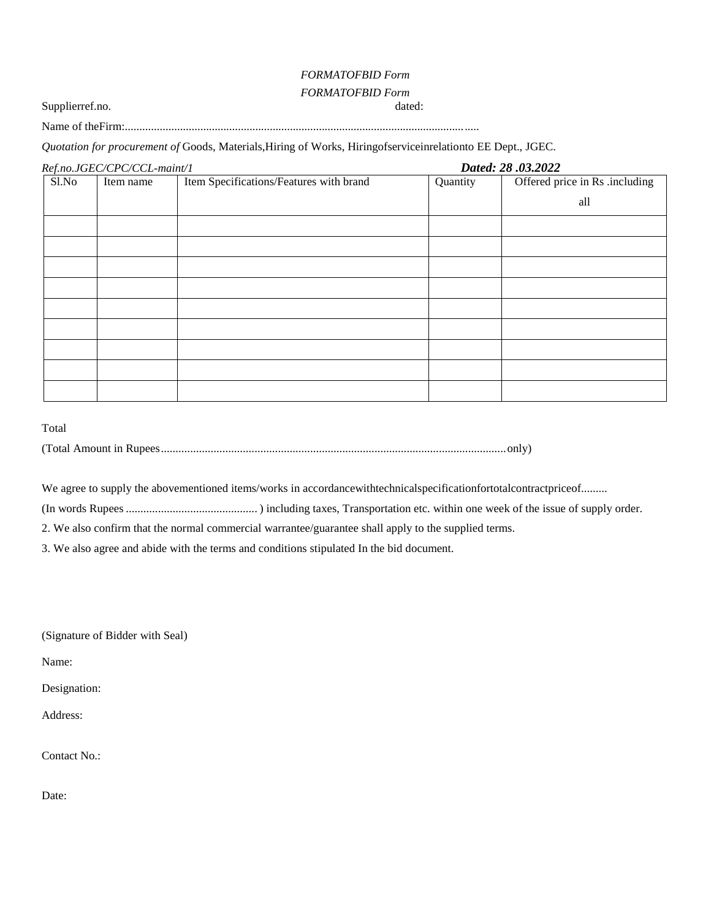*FORMATOFBID Form*

*FORMATOFBID Form*

Supplierref.no. dated:

Name of theFirm:.......................................................................................................................

*Quotation for procurement of* Goods, Materials,Hiring of Works, Hiringofserviceinrelationto EE Dept., JGEC.

*Ref.no.JGEC/CPC/CCL-maint/1* ***Dated: 28 .03.2022***

| Sl.No | Item name | Item Specifications/Features with brand | Quantity | Offered price in Rs .including all |
|---|---|---|---|---|
| | | | | |
| | | | | |
| | | | | |
| | | | | |
| | | | | |
| | | | | |
| | | | | |
| | | | | |
| | | | | |

Total

(Total Amount in Rupees.....................................................................................................................only)

We agree to supply the abovementioned items/works in accordancewithtechnicalspecificationfortotalcontractpriceof.........

(In words Rupees ............................................ ) including taxes, Transportation etc. within one week of the issue of supply order.

2. We also confirm that the normal commercial warrantee/guarantee shall apply to the supplied terms.

3. We also agree and abide with the terms and conditions stipulated In the bid document.

(Signature of Bidder with Seal)

Name:

Designation:

Address:

Contact No.:

Date: